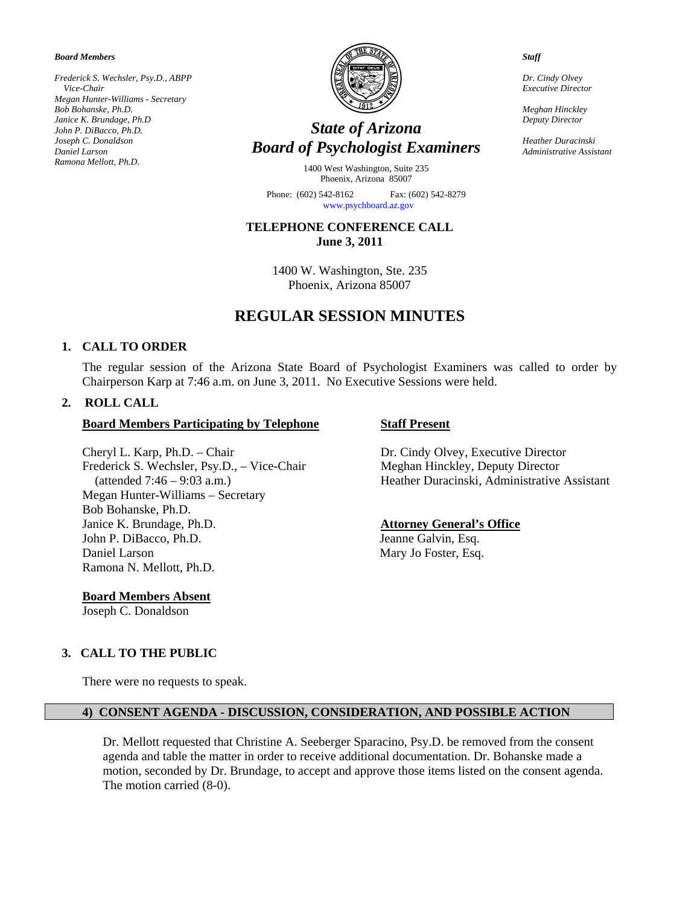***Board Members***

*Frederick S. Wechsler, Psy.D., ABPP*
*Vice-Chair*
*Megan Hunter-Williams - Secretary*
*Bob Bohanske, Ph.D.*
*Janice K. Brundage, Ph.D*
*John P. DiBacco, Ph.D.*
*Joseph C. Donaldson*
*Daniel Larson*
*Ramona Mellott, Ph.D.*

# *State of Arizona*
# *Board of Psychologist Examiners*

1400 West Washington, Suite 235
Phoenix, Arizona 85007

Phone: (602) 542-8162 Fax: (602) 542-8279
www.psychboard.az.gov

***Staff***

*Dr. Cindy Olvey*
*Executive Director*

*Meghan Hinckley*
*Deputy Director*

*Heather Duracinski*
*Administrative Assistant*

**TELEPHONE CONFERENCE CALL**
**June 3, 2011**

1400 W. Washington, Ste. 235
Phoenix, Arizona 85007

## REGULAR SESSION MINUTES

### 1. CALL TO ORDER

The regular session of the Arizona State Board of Psychologist Examiners was called to order by Chairperson Karp at 7:46 a.m. on June 3, 2011. No Executive Sessions were held.

### 2. ROLL CALL

**Board Members Participating by Telephone**

Cheryl L. Karp, Ph.D. – Chair
Frederick S. Wechsler, Psy.D., – Vice-Chair
(attended 7:46 – 9:03 a.m.)
Megan Hunter-Williams – Secretary
Bob Bohanske, Ph.D.
Janice K. Brundage, Ph.D.
John P. DiBacco, Ph.D.
Daniel Larson
Ramona N. Mellott, Ph.D.

**Staff Present**

Dr. Cindy Olvey, Executive Director
Meghan Hinckley, Deputy Director
Heather Duracinski, Administrative Assistant

**Attorney General's Office**

Jeanne Galvin, Esq.
Mary Jo Foster, Esq.

**Board Members Absent**

Joseph C. Donaldson

### 3. CALL TO THE PUBLIC

There were no requests to speak.

### 4) CONSENT AGENDA - DISCUSSION, CONSIDERATION, AND POSSIBLE ACTION

Dr. Mellott requested that Christine A. Seeberger Sparacino, Psy.D. be removed from the consent agenda and table the matter in order to receive additional documentation. Dr. Bohanske made a motion, seconded by Dr. Brundage, to accept and approve those items listed on the consent agenda. The motion carried (8-0).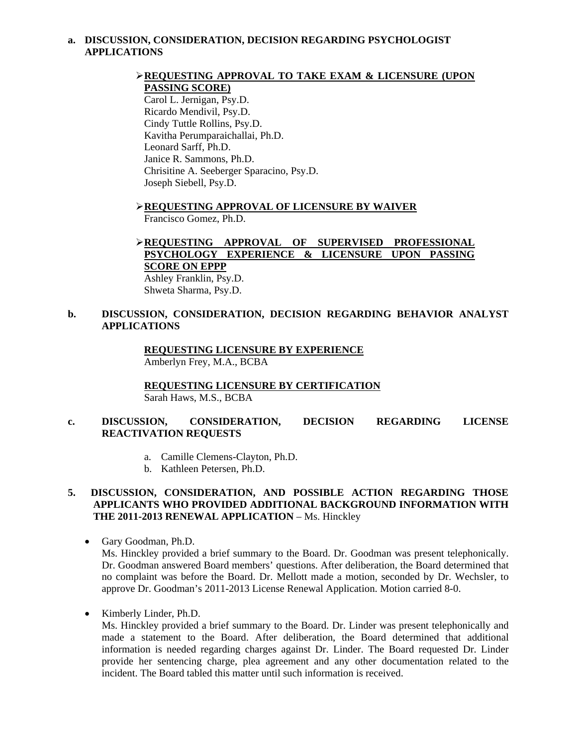**a. DISCUSSION, CONSIDERATION, DECISION REGARDING PSYCHOLOGIST APPLICATIONS**

➢ **REQUESTING APPROVAL TO TAKE EXAM & LICENSURE (UPON PASSING SCORE)**

Carol L. Jernigan, Psy.D.
Ricardo Mendivil, Psy.D.
Cindy Tuttle Rollins, Psy.D.
Kavitha Perumparaichallai, Ph.D.
Leonard Sarff, Ph.D.
Janice R. Sammons, Ph.D.
Chrisitine A. Seeberger Sparacino, Psy.D.
Joseph Siebell, Psy.D.

➢ **REQUESTING APPROVAL OF LICENSURE BY WAIVER**

Francisco Gomez, Ph.D.

➢ **REQUESTING APPROVAL OF SUPERVISED PROFESSIONAL PSYCHOLOGY EXPERIENCE & LICENSURE UPON PASSING SCORE ON EPPP**

Ashley Franklin, Psy.D.
Shweta Sharma, Psy.D.

**b. DISCUSSION, CONSIDERATION, DECISION REGARDING BEHAVIOR ANALYST APPLICATIONS**

**REQUESTING LICENSURE BY EXPERIENCE**

Amberlyn Frey, M.A., BCBA

**REQUESTING LICENSURE BY CERTIFICATION**

Sarah Haws, M.S., BCBA

**c. DISCUSSION, CONSIDERATION, DECISION REGARDING LICENSE REACTIVATION REQUESTS**

a. Camille Clemens-Clayton, Ph.D.
b. Kathleen Petersen, Ph.D.

**5. DISCUSSION, CONSIDERATION, AND POSSIBLE ACTION REGARDING THOSE APPLICANTS WHO PROVIDED ADDITIONAL BACKGROUND INFORMATION WITH THE 2011-2013 RENEWAL APPLICATION** – Ms. Hinckley

- Gary Goodman, Ph.D.
  Ms. Hinckley provided a brief summary to the Board. Dr. Goodman was present telephonically. Dr. Goodman answered Board members' questions. After deliberation, the Board determined that no complaint was before the Board. Dr. Mellott made a motion, seconded by Dr. Wechsler, to approve Dr. Goodman's 2011-2013 License Renewal Application. Motion carried 8-0.

- Kimberly Linder, Ph.D.
  Ms. Hinckley provided a brief summary to the Board. Dr. Linder was present telephonically and made a statement to the Board. After deliberation, the Board determined that additional information is needed regarding charges against Dr. Linder. The Board requested Dr. Linder provide her sentencing charge, plea agreement and any other documentation related to the incident. The Board tabled this matter until such information is received.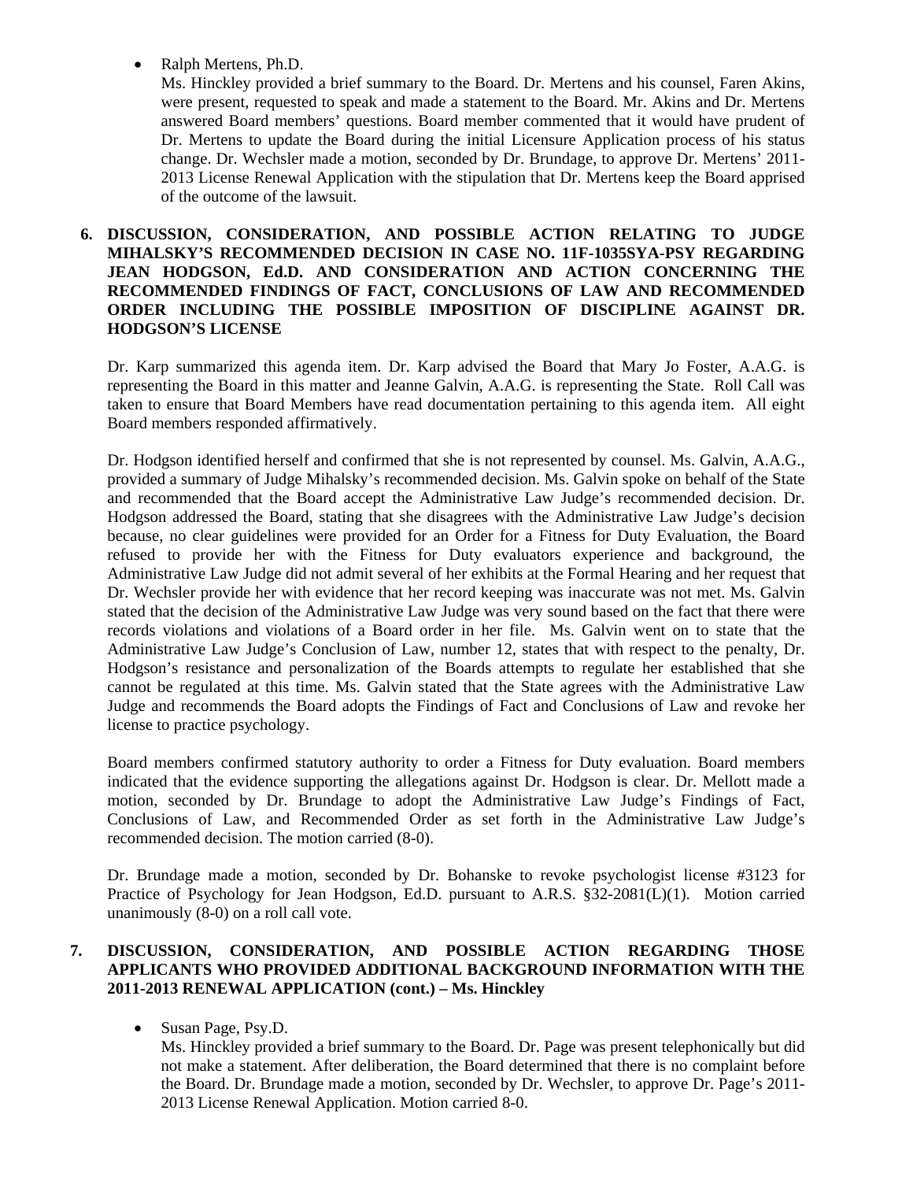- Ralph Mertens, Ph.D.
  Ms. Hinckley provided a brief summary to the Board. Dr. Mertens and his counsel, Faren Akins, were present, requested to speak and made a statement to the Board. Mr. Akins and Dr. Mertens answered Board members' questions. Board member commented that it would have prudent of Dr. Mertens to update the Board during the initial Licensure Application process of his status change. Dr. Wechsler made a motion, seconded by Dr. Brundage, to approve Dr. Mertens' 2011-2013 License Renewal Application with the stipulation that Dr. Mertens keep the Board apprised of the outcome of the lawsuit.

**6. DISCUSSION, CONSIDERATION, AND POSSIBLE ACTION RELATING TO JUDGE MIHALSKY'S RECOMMENDED DECISION IN CASE NO. 11F-1035SYA-PSY REGARDING JEAN HODGSON, Ed.D. AND CONSIDERATION AND ACTION CONCERNING THE RECOMMENDED FINDINGS OF FACT, CONCLUSIONS OF LAW AND RECOMMENDED ORDER INCLUDING THE POSSIBLE IMPOSITION OF DISCIPLINE AGAINST DR. HODGSON'S LICENSE**

Dr. Karp summarized this agenda item. Dr. Karp advised the Board that Mary Jo Foster, A.A.G. is representing the Board in this matter and Jeanne Galvin, A.A.G. is representing the State. Roll Call was taken to ensure that Board Members have read documentation pertaining to this agenda item. All eight Board members responded affirmatively.

Dr. Hodgson identified herself and confirmed that she is not represented by counsel. Ms. Galvin, A.A.G., provided a summary of Judge Mihalsky's recommended decision. Ms. Galvin spoke on behalf of the State and recommended that the Board accept the Administrative Law Judge's recommended decision. Dr. Hodgson addressed the Board, stating that she disagrees with the Administrative Law Judge's decision because, no clear guidelines were provided for an Order for a Fitness for Duty Evaluation, the Board refused to provide her with the Fitness for Duty evaluators experience and background, the Administrative Law Judge did not admit several of her exhibits at the Formal Hearing and her request that Dr. Wechsler provide her with evidence that her record keeping was inaccurate was not met. Ms. Galvin stated that the decision of the Administrative Law Judge was very sound based on the fact that there were records violations and violations of a Board order in her file. Ms. Galvin went on to state that the Administrative Law Judge's Conclusion of Law, number 12, states that with respect to the penalty, Dr. Hodgson's resistance and personalization of the Boards attempts to regulate her established that she cannot be regulated at this time. Ms. Galvin stated that the State agrees with the Administrative Law Judge and recommends the Board adopts the Findings of Fact and Conclusions of Law and revoke her license to practice psychology.

Board members confirmed statutory authority to order a Fitness for Duty evaluation. Board members indicated that the evidence supporting the allegations against Dr. Hodgson is clear. Dr. Mellott made a motion, seconded by Dr. Brundage to adopt the Administrative Law Judge's Findings of Fact, Conclusions of Law, and Recommended Order as set forth in the Administrative Law Judge's recommended decision. The motion carried (8-0).

Dr. Brundage made a motion, seconded by Dr. Bohanske to revoke psychologist license #3123 for Practice of Psychology for Jean Hodgson, Ed.D. pursuant to A.R.S. §32-2081(L)(1). Motion carried unanimously (8-0) on a roll call vote.

**7. DISCUSSION, CONSIDERATION, AND POSSIBLE ACTION REGARDING THOSE APPLICANTS WHO PROVIDED ADDITIONAL BACKGROUND INFORMATION WITH THE 2011-2013 RENEWAL APPLICATION (cont.) – Ms. Hinckley**

- Susan Page, Psy.D.
  Ms. Hinckley provided a brief summary to the Board. Dr. Page was present telephonically but did not make a statement. After deliberation, the Board determined that there is no complaint before the Board. Dr. Brundage made a motion, seconded by Dr. Wechsler, to approve Dr. Page's 2011-2013 License Renewal Application. Motion carried 8-0.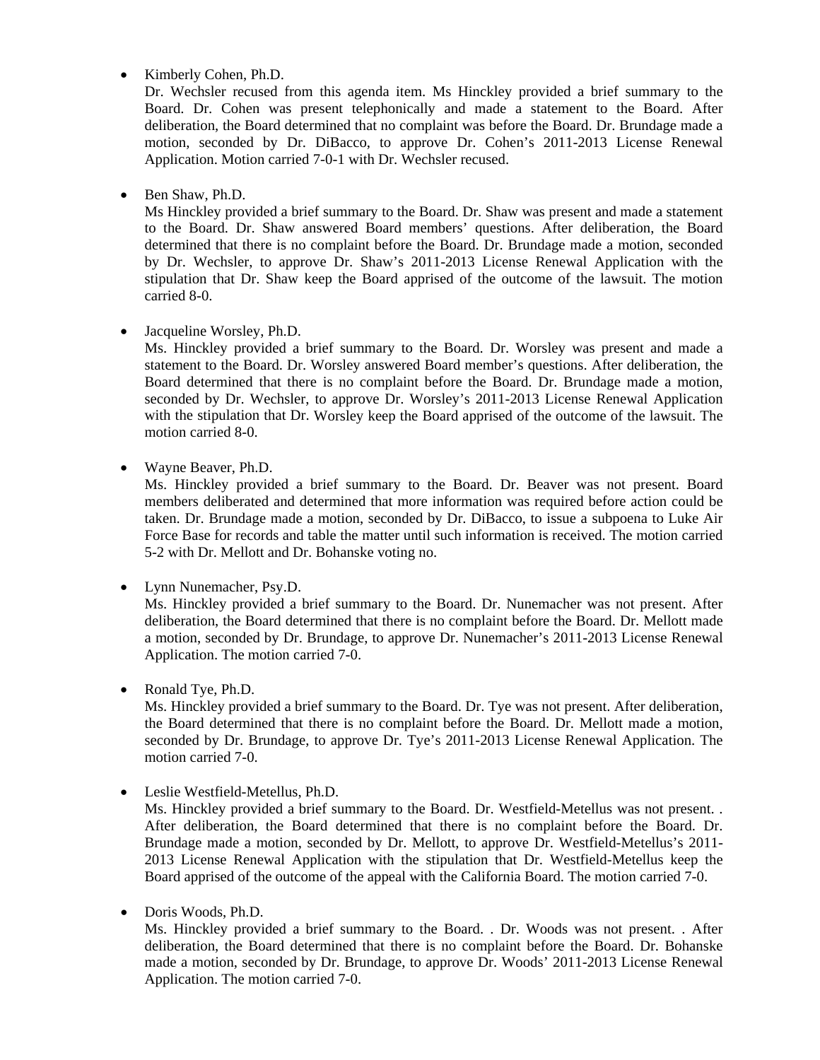- Kimberly Cohen, Ph.D.

  Dr. Wechsler recused from this agenda item. Ms Hinckley provided a brief summary to the Board. Dr. Cohen was present telephonically and made a statement to the Board. After deliberation, the Board determined that no complaint was before the Board. Dr. Brundage made a motion, seconded by Dr. DiBacco, to approve Dr. Cohen's 2011-2013 License Renewal Application. Motion carried 7-0-1 with Dr. Wechsler recused.

- Ben Shaw, Ph.D.

  Ms Hinckley provided a brief summary to the Board. Dr. Shaw was present and made a statement to the Board. Dr. Shaw answered Board members' questions. After deliberation, the Board determined that there is no complaint before the Board. Dr. Brundage made a motion, seconded by Dr. Wechsler, to approve Dr. Shaw's 2011-2013 License Renewal Application with the stipulation that Dr. Shaw keep the Board apprised of the outcome of the lawsuit. The motion carried 8-0.

- Jacqueline Worsley, Ph.D.

  Ms. Hinckley provided a brief summary to the Board. Dr. Worsley was present and made a statement to the Board. Dr. Worsley answered Board member's questions. After deliberation, the Board determined that there is no complaint before the Board. Dr. Brundage made a motion, seconded by Dr. Wechsler, to approve Dr. Worsley's 2011-2013 License Renewal Application with the stipulation that Dr. Worsley keep the Board apprised of the outcome of the lawsuit. The motion carried 8-0.

- Wayne Beaver, Ph.D.

  Ms. Hinckley provided a brief summary to the Board. Dr. Beaver was not present. Board members deliberated and determined that more information was required before action could be taken. Dr. Brundage made a motion, seconded by Dr. DiBacco, to issue a subpoena to Luke Air Force Base for records and table the matter until such information is received. The motion carried 5-2 with Dr. Mellott and Dr. Bohanske voting no.

- Lynn Nunemacher, Psy.D.

  Ms. Hinckley provided a brief summary to the Board. Dr. Nunemacher was not present. After deliberation, the Board determined that there is no complaint before the Board. Dr. Mellott made a motion, seconded by Dr. Brundage, to approve Dr. Nunemacher's 2011-2013 License Renewal Application. The motion carried 7-0.

- Ronald Tye, Ph.D.

  Ms. Hinckley provided a brief summary to the Board. Dr. Tye was not present. After deliberation, the Board determined that there is no complaint before the Board. Dr. Mellott made a motion, seconded by Dr. Brundage, to approve Dr. Tye's 2011-2013 License Renewal Application. The motion carried 7-0.

- Leslie Westfield-Metellus, Ph.D.

  Ms. Hinckley provided a brief summary to the Board. Dr. Westfield-Metellus was not present. . After deliberation, the Board determined that there is no complaint before the Board. Dr. Brundage made a motion, seconded by Dr. Mellott, to approve Dr. Westfield-Metellus's 2011-2013 License Renewal Application with the stipulation that Dr. Westfield-Metellus keep the Board apprised of the outcome of the appeal with the California Board. The motion carried 7-0.

- Doris Woods, Ph.D.

  Ms. Hinckley provided a brief summary to the Board. . Dr. Woods was not present. . After deliberation, the Board determined that there is no complaint before the Board. Dr. Bohanske made a motion, seconded by Dr. Brundage, to approve Dr. Woods' 2011-2013 License Renewal Application. The motion carried 7-0.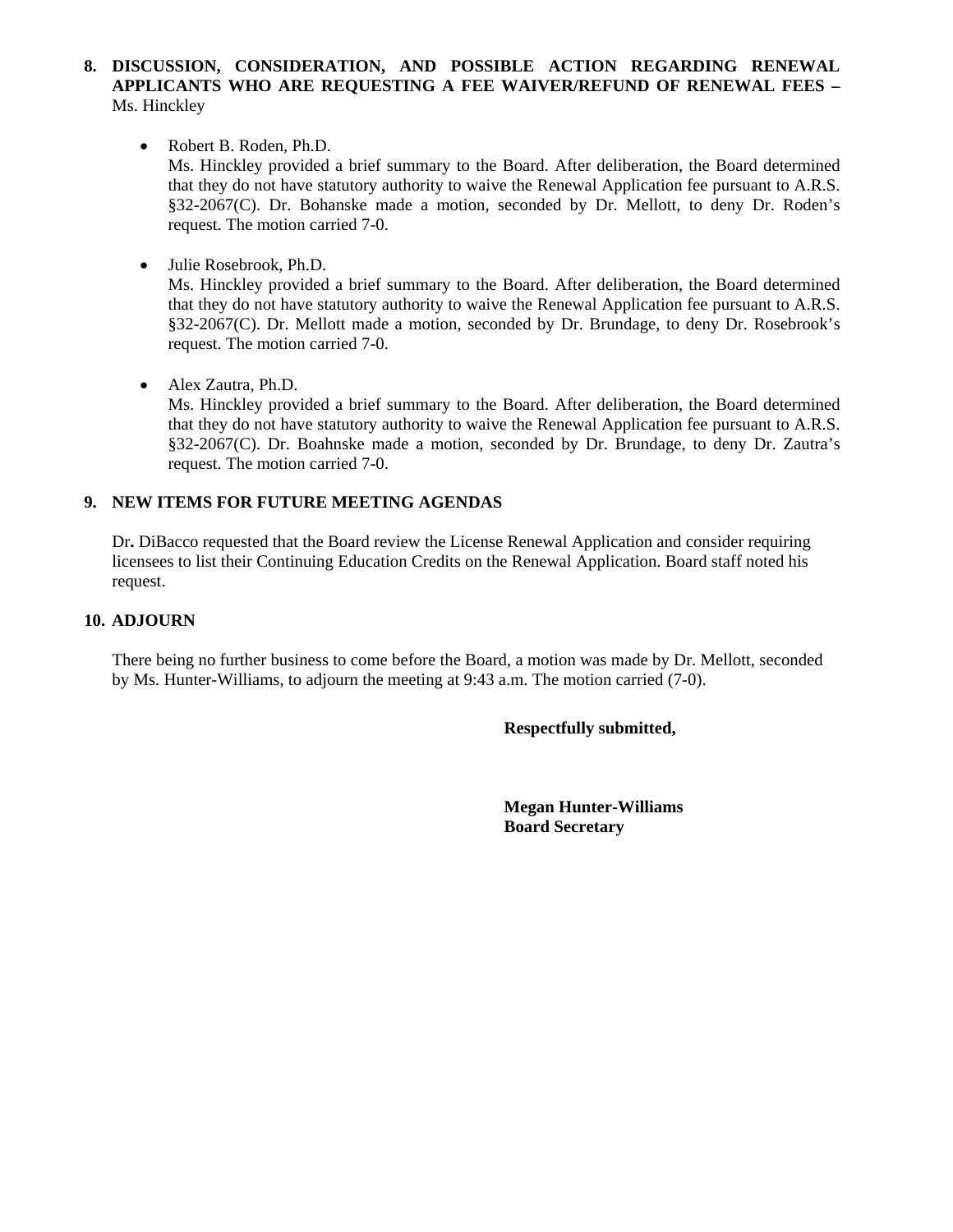**8. DISCUSSION, CONSIDERATION, AND POSSIBLE ACTION REGARDING RENEWAL APPLICANTS WHO ARE REQUESTING A FEE WAIVER/REFUND OF RENEWAL FEES –** Ms. Hinckley

- Robert B. Roden, Ph.D.
  Ms. Hinckley provided a brief summary to the Board. After deliberation, the Board determined that they do not have statutory authority to waive the Renewal Application fee pursuant to A.R.S. §32-2067(C). Dr. Bohanske made a motion, seconded by Dr. Mellott, to deny Dr. Roden's request. The motion carried 7-0.

- Julie Rosebrook, Ph.D.
  Ms. Hinckley provided a brief summary to the Board. After deliberation, the Board determined that they do not have statutory authority to waive the Renewal Application fee pursuant to A.R.S. §32-2067(C). Dr. Mellott made a motion, seconded by Dr. Brundage, to deny Dr. Rosebrook's request. The motion carried 7-0.

- Alex Zautra, Ph.D.
  Ms. Hinckley provided a brief summary to the Board. After deliberation, the Board determined that they do not have statutory authority to waive the Renewal Application fee pursuant to A.R.S. §32-2067(C). Dr. Boahnske made a motion, seconded by Dr. Brundage, to deny Dr. Zautra's request. The motion carried 7-0.

**9. NEW ITEMS FOR FUTURE MEETING AGENDAS**

Dr**.** DiBacco requested that the Board review the License Renewal Application and consider requiring licensees to list their Continuing Education Credits on the Renewal Application. Board staff noted his request.

**10. ADJOURN**

There being no further business to come before the Board, a motion was made by Dr. Mellott, seconded by Ms. Hunter-Williams, to adjourn the meeting at 9:43 a.m. The motion carried (7-0).

**Respectfully submitted,**

**Megan Hunter-Williams**
**Board Secretary**